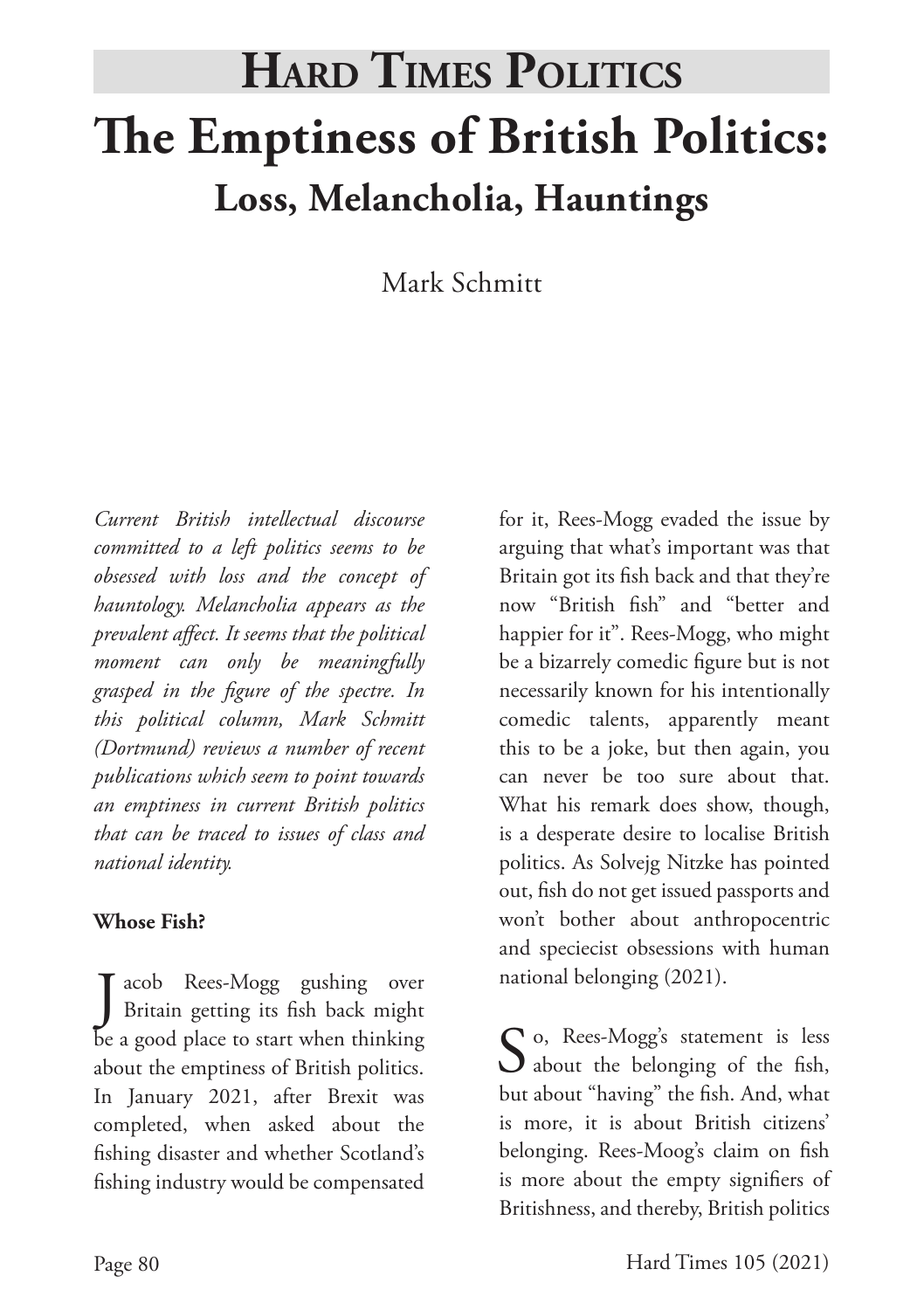# Hard Times Politics

# The Emptiness of British Politics: Loss, Melancholia, Hauntings

Mark Schmitt

*Current British intellectual discourse committed to a left politics seems to be obsessed with loss and the concept of hauntology. Melancholia appears as the prevalent affect. It seems that the political moment can only be meaningfully grasped in the figure of the spectre. In this political column, Mark Schmitt (Dortmund) reviews a number of recent publications which seem to point towards an emptiness in current British politics that can be traced to issues of class and national identity.*

**Whose Fish?**

Jacob Rees-Mogg gushing over Britain getting its fish back might be a good place to start when thinking about the emptiness of British politics. In January 2021, after Brexit was completed, when asked about the fishing disaster and whether Scotland's fishing industry would be compensated for it, Rees-Mogg evaded the issue by arguing that what's important was that Britain got its fish back and that they're now "British fish" and "better and happier for it". Rees-Mogg, who might be a bizarrely comedic figure but is not necessarily known for his intentionally comedic talents, apparently meant this to be a joke, but then again, you can never be too sure about that. What his remark does show, though, is a desperate desire to localise British politics. As Solvejg Nitzke has pointed out, fish do not get issued passports and won't bother about anthropocentric and speciecist obsessions with human national belonging (2021).

So, Rees-Mogg's statement is less about the belonging of the fish, but about "having" the fish. And, what is more, it is about British citizens' belonging. Rees-Moog's claim on fish is more about the empty signifiers of Britishness, and thereby, British politics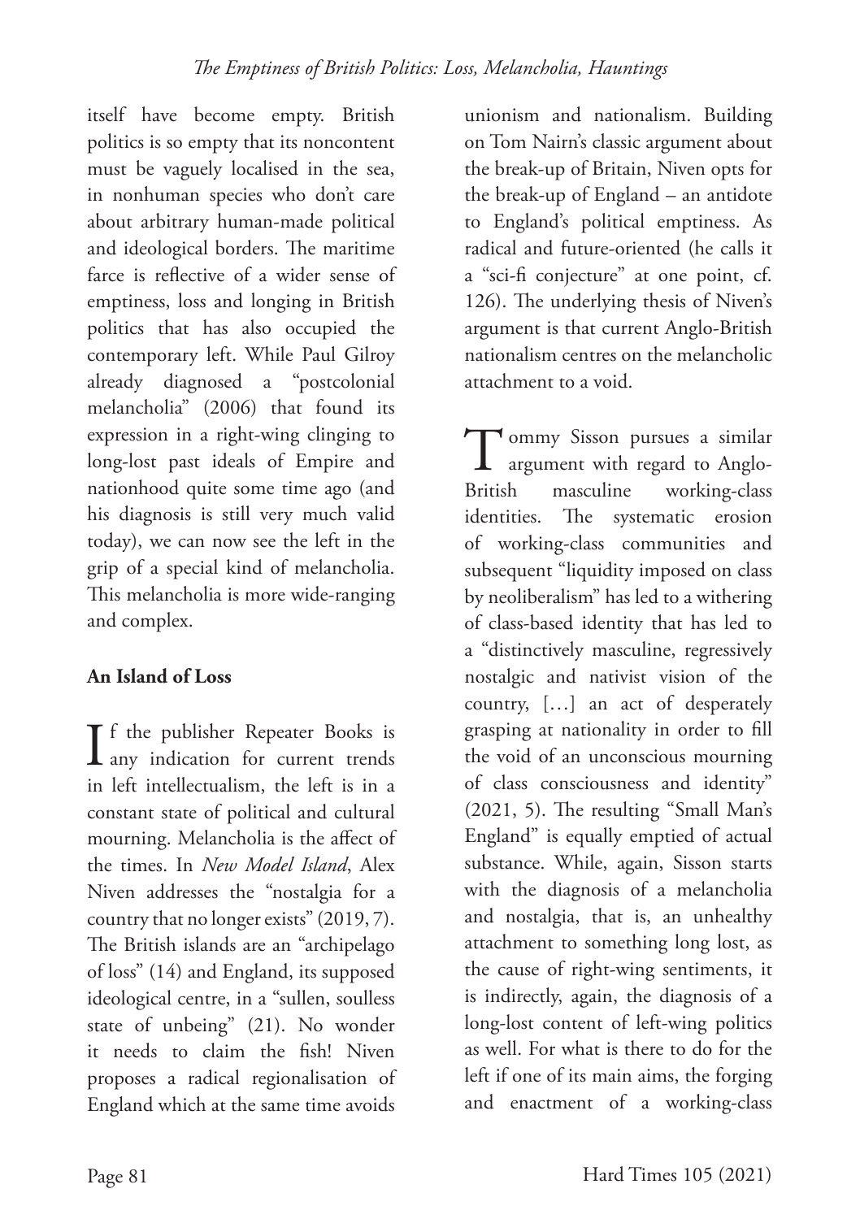itself have become empty. British politics is so empty that its noncontent must be vaguely localised in the sea, in nonhuman species who don't care about arbitrary human-made political and ideological borders. The maritime farce is reflective of a wider sense of emptiness, loss and longing in British politics that has also occupied the contemporary left. While Paul Gilroy already diagnosed a "postcolonial melancholia" (2006) that found its expression in a right-wing clinging to long-lost past ideals of Empire and nationhood quite some time ago (and his diagnosis is still very much valid today), we can now see the left in the grip of a special kind of melancholia. This melancholia is more wide-ranging and complex.

**An Island of Loss**

If the publisher Repeater Books is any indication for current trends in left intellectualism, the left is in a constant state of political and cultural mourning. Melancholia is the affect of the times. In *New Model Island*, Alex Niven addresses the "nostalgia for a country that no longer exists" (2019, 7). The British islands are an "archipelago of loss" (14) and England, its supposed ideological centre, in a "sullen, soulless state of unbeing" (21). No wonder it needs to claim the fish! Niven proposes a radical regionalisation of England which at the same time avoids unionism and nationalism. Building on Tom Nairn's classic argument about the break-up of Britain, Niven opts for the break-up of England – an antidote to England's political emptiness. As radical and future-oriented (he calls it a "sci-fi conjecture" at one point, cf. 126). The underlying thesis of Niven's argument is that current Anglo-British nationalism centres on the melancholic attachment to a void.

Tommy Sisson pursues a similar argument with regard to Anglo-British masculine working-class identities. The systematic erosion of working-class communities and subsequent "liquidity imposed on class by neoliberalism" has led to a withering of class-based identity that has led to a "distinctively masculine, regressively nostalgic and nativist vision of the country, […] an act of desperately grasping at nationality in order to fill the void of an unconscious mourning of class consciousness and identity" (2021, 5). The resulting "Small Man's England" is equally emptied of actual substance. While, again, Sisson starts with the diagnosis of a melancholia and nostalgia, that is, an unhealthy attachment to something long lost, as the cause of right-wing sentiments, it is indirectly, again, the diagnosis of a long-lost content of left-wing politics as well. For what is there to do for the left if one of its main aims, the forging and enactment of a working-class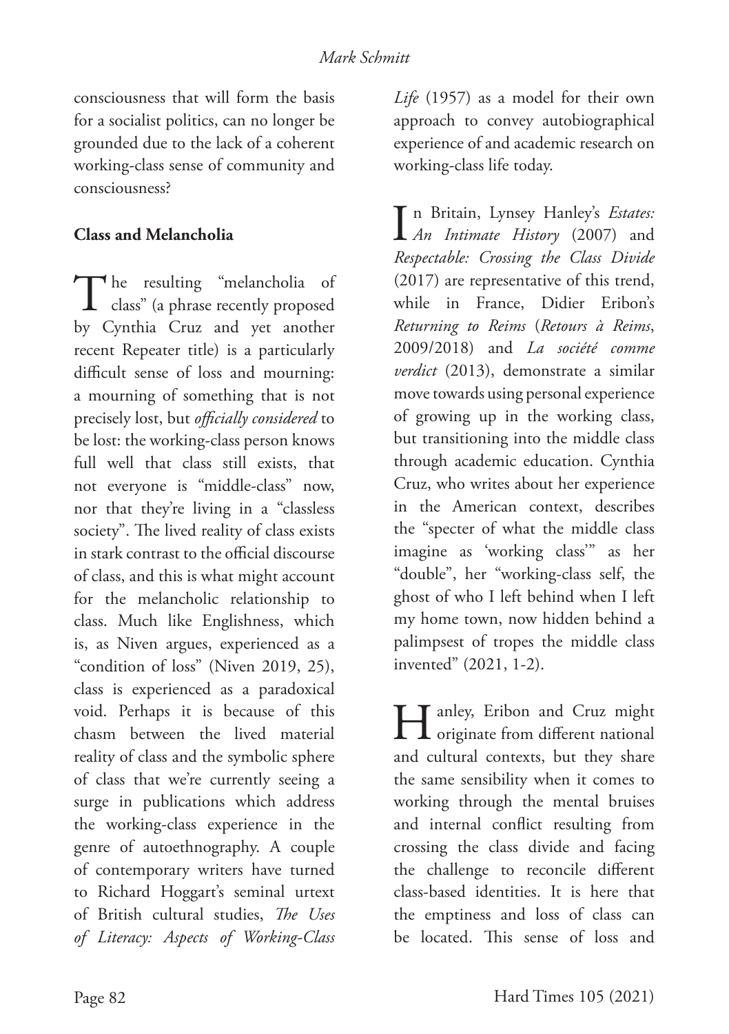consciousness that will form the basis for a socialist politics, can no longer be grounded due to the lack of a coherent working-class sense of community and consciousness?

**Class and Melancholia**

The resulting "melancholia of class" (a phrase recently proposed by Cynthia Cruz and yet another recent Repeater title) is a particularly difficult sense of loss and mourning: a mourning of something that is not precisely lost, but *officially considered* to be lost: the working-class person knows full well that class still exists, that not everyone is "middle-class" now, nor that they're living in a "classless society". The lived reality of class exists in stark contrast to the official discourse of class, and this is what might account for the melancholic relationship to class. Much like Englishness, which is, as Niven argues, experienced as a "condition of loss" (Niven 2019, 25), class is experienced as a paradoxical void. Perhaps it is because of this chasm between the lived material reality of class and the symbolic sphere of class that we're currently seeing a surge in publications which address the working-class experience in the genre of autoethnography. A couple of contemporary writers have turned to Richard Hoggart's seminal urtext of British cultural studies, *The Uses of Literacy: Aspects of Working-Class Life* (1957) as a model for their own approach to convey autobiographical experience of and academic research on working-class life today.

In Britain, Lynsey Hanley's *Estates: An Intimate History* (2007) and *Respectable: Crossing the Class Divide* (2017) are representative of this trend, while in France, Didier Eribon's *Returning to Reims* (*Retours à Reims*, 2009/2018) and *La société comme verdict* (2013), demonstrate a similar move towards using personal experience of growing up in the working class, but transitioning into the middle class through academic education. Cynthia Cruz, who writes about her experience in the American context, describes the "specter of what the middle class imagine as 'working class'" as her "double", her "working-class self, the ghost of who I left behind when I left my home town, now hidden behind a palimpsest of tropes the middle class invented" (2021, 1-2).

Hanley, Eribon and Cruz might originate from different national and cultural contexts, but they share the same sensibility when it comes to working through the mental bruises and internal conflict resulting from crossing the class divide and facing the challenge to reconcile different class-based identities. It is here that the emptiness and loss of class can be located. This sense of loss and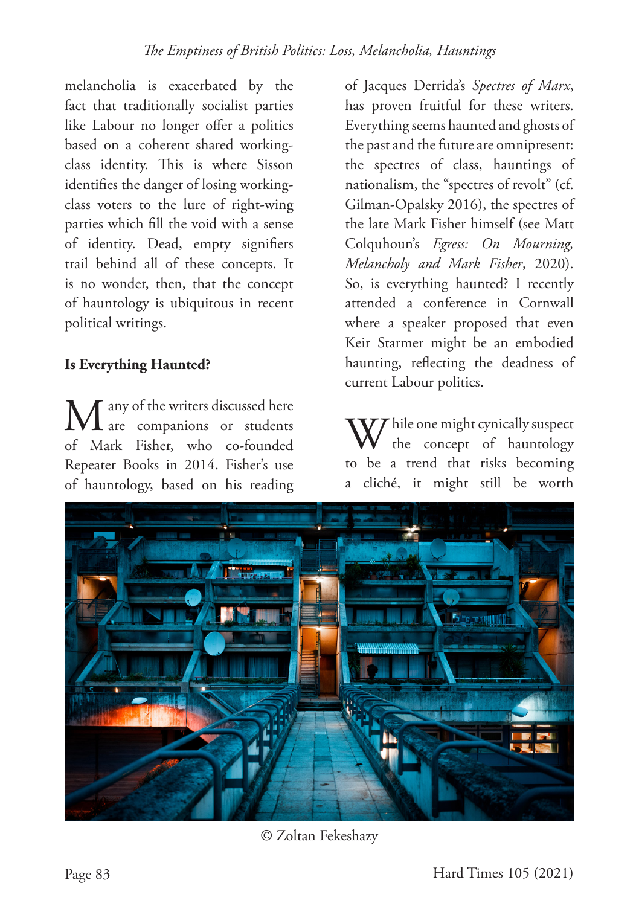melancholia is exacerbated by the fact that traditionally socialist parties like Labour no longer offer a politics based on a coherent shared working-class identity. This is where Sisson identifies the danger of losing working-class voters to the lure of right-wing parties which fill the void with a sense of identity. Dead, empty signifiers trail behind all of these concepts. It is no wonder, then, that the concept of hauntology is ubiquitous in recent political writings.

**Is Everything Haunted?**

Many of the writers discussed here are companions or students of Mark Fisher, who co-founded Repeater Books in 2014. Fisher's use of hauntology, based on his reading of Jacques Derrida's *Spectres of Marx*, has proven fruitful for these writers. Everything seems haunted and ghosts of the past and the future are omnipresent: the spectres of class, hauntings of nationalism, the "spectres of revolt" (cf. Gilman-Opalsky 2016), the spectres of the late Mark Fisher himself (see Matt Colquhoun's *Egress: On Mourning, Melancholy and Mark Fisher*, 2020). So, is everything haunted? I recently attended a conference in Cornwall where a speaker proposed that even Keir Starmer might be an embodied haunting, reflecting the deadness of current Labour politics.

While one might cynically suspect the concept of hauntology to be a trend that risks becoming a cliché, it might still be worth

© Zoltan Fekeshazy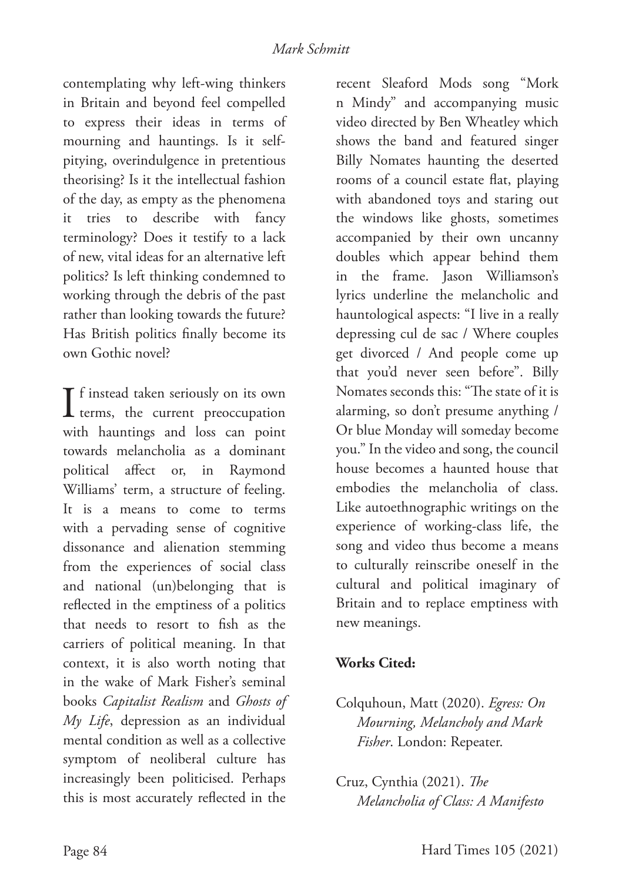contemplating why left-wing thinkers in Britain and beyond feel compelled to express their ideas in terms of mourning and hauntings. Is it self-pitying, overindulgence in pretentious theorising? Is it the intellectual fashion of the day, as empty as the phenomena it tries to describe with fancy terminology? Does it testify to a lack of new, vital ideas for an alternative left politics? Is left thinking condemned to working through the debris of the past rather than looking towards the future? Has British politics finally become its own Gothic novel?

If instead taken seriously on its own terms, the current preoccupation with hauntings and loss can point towards melancholia as a dominant political affect or, in Raymond Williams' term, a structure of feeling. It is a means to come to terms with a pervading sense of cognitive dissonance and alienation stemming from the experiences of social class and national (un)belonging that is reflected in the emptiness of a politics that needs to resort to fish as the carriers of political meaning. In that context, it is also worth noting that in the wake of Mark Fisher's seminal books *Capitalist Realism* and *Ghosts of My Life*, depression as an individual mental condition as well as a collective symptom of neoliberal culture has increasingly been politicised. Perhaps this is most accurately reflected in the recent Sleaford Mods song "Mork n Mindy" and accompanying music video directed by Ben Wheatley which shows the band and featured singer Billy Nomates haunting the deserted rooms of a council estate flat, playing with abandoned toys and staring out the windows like ghosts, sometimes accompanied by their own uncanny doubles which appear behind them in the frame. Jason Williamson's lyrics underline the melancholic and hauntological aspects: "I live in a really depressing cul de sac / Where couples get divorced / And people come up that you'd never seen before". Billy Nomates seconds this: "The state of it is alarming, so don't presume anything / Or blue Monday will someday become you." In the video and song, the council house becomes a haunted house that embodies the melancholia of class. Like autoethnographic writings on the experience of working-class life, the song and video thus become a means to culturally reinscribe oneself in the cultural and political imaginary of Britain and to replace emptiness with new meanings.

**Works Cited:**

Colquhoun, Matt (2020). *Egress: On Mourning, Melancholy and Mark Fisher*. London: Repeater.

Cruz, Cynthia (2021). *The Melancholia of Class: A Manifesto*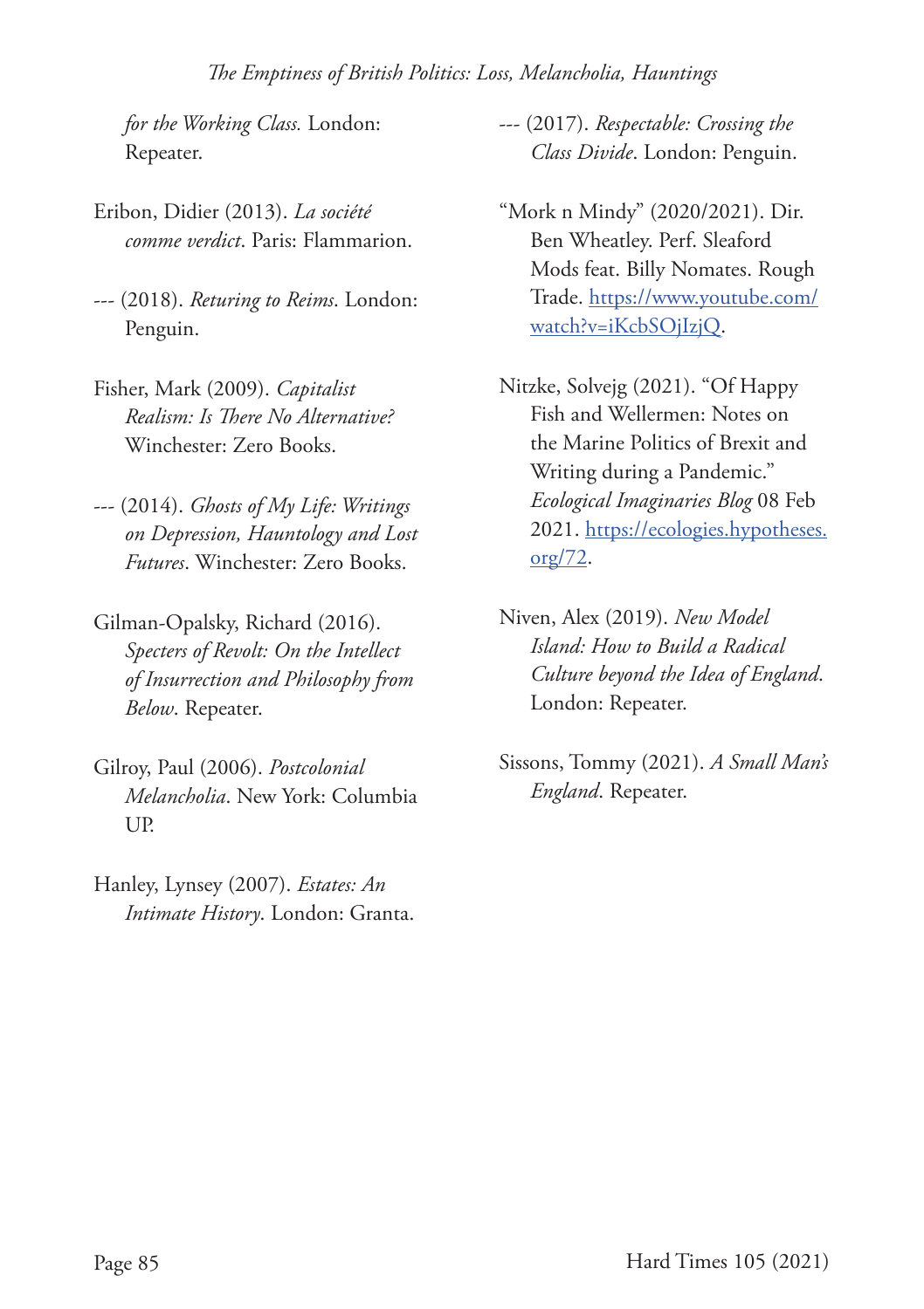*for the Working Class.* London: Repeater.

Eribon, Didier (2013). *La société comme verdict*. Paris: Flammarion.

--- (2018). *Returing to Reims*. London: Penguin.

Fisher, Mark (2009). *Capitalist Realism: Is There No Alternative?* Winchester: Zero Books.

--- (2014). *Ghosts of My Life: Writings on Depression, Hauntology and Lost Futures*. Winchester: Zero Books.

Gilman-Opalsky, Richard (2016). *Specters of Revolt: On the Intellect of Insurrection and Philosophy from Below*. Repeater.

Gilroy, Paul (2006). *Postcolonial Melancholia*. New York: Columbia UP.

Hanley, Lynsey (2007). *Estates: An Intimate History*. London: Granta.

--- (2017). *Respectable: Crossing the Class Divide*. London: Penguin.

"Mork n Mindy" (2020/2021). Dir. Ben Wheatley. Perf. Sleaford Mods feat. Billy Nomates. Rough Trade. https://www.youtube.com/watch?v=iKcbSOjIzjQ.

Nitzke, Solvejg (2021). "Of Happy Fish and Wellermen: Notes on the Marine Politics of Brexit and Writing during a Pandemic." *Ecological Imaginaries Blog* 08 Feb 2021. https://ecologies.hypotheses.org/72.

Niven, Alex (2019). *New Model Island: How to Build a Radical Culture beyond the Idea of England*. London: Repeater.

Sissons, Tommy (2021). *A Small Man's England*. Repeater.